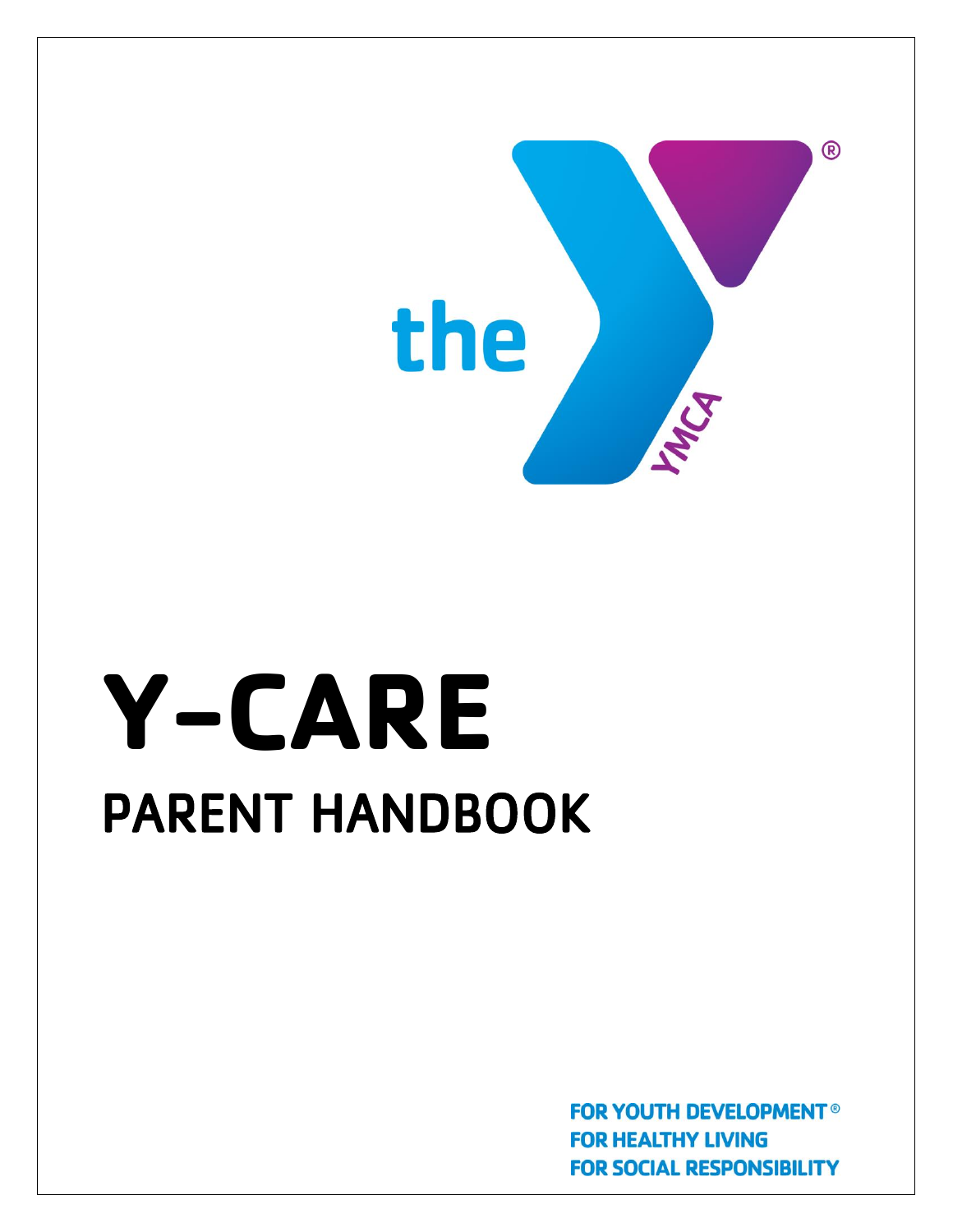# Y-CARE

## PARENT HANDBOOK

**FOR YOUTH DEVELOPMENT®**
**FOR HEALTHY LIVING**
**FOR SOCIAL RESPONSIBILITY**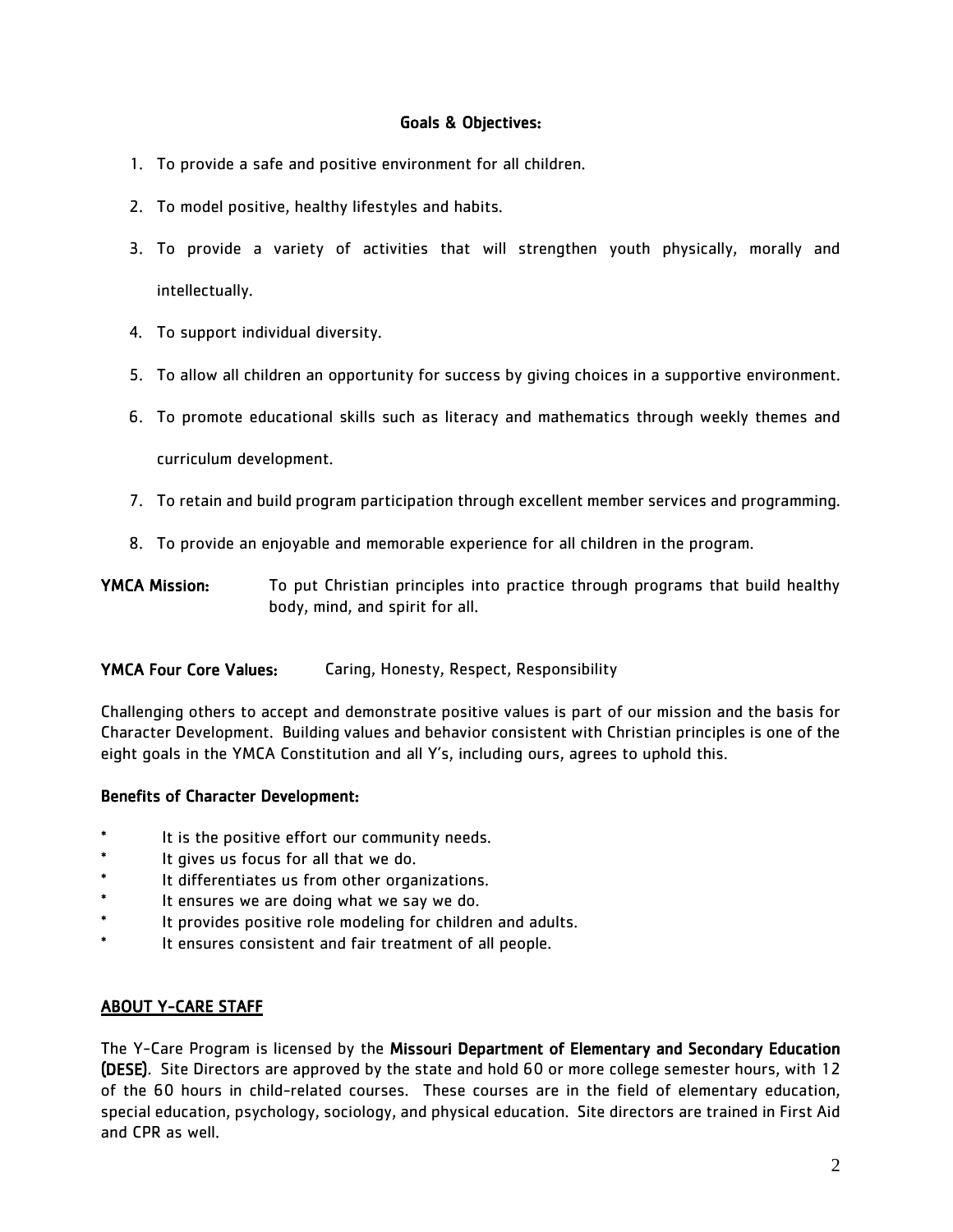**Goals & Objectives:**

1. To provide a safe and positive environment for all children.
2. To model positive, healthy lifestyles and habits.
3. To provide a variety of activities that will strengthen youth physically, morally and intellectually.
4. To support individual diversity.
5. To allow all children an opportunity for success by giving choices in a supportive environment.
6. To promote educational skills such as literacy and mathematics through weekly themes and curriculum development.
7. To retain and build program participation through excellent member services and programming.
8. To provide an enjoyable and memorable experience for all children in the program.

**YMCA Mission:** To put Christian principles into practice through programs that build healthy body, mind, and spirit for all.

**YMCA Four Core Values:** Caring, Honesty, Respect, Responsibility

Challenging others to accept and demonstrate positive values is part of our mission and the basis for Character Development. Building values and behavior consistent with Christian principles is one of the eight goals in the YMCA Constitution and all Y's, including ours, agrees to uphold this.

**Benefits of Character Development:**

* It is the positive effort our community needs.
* It gives us focus for all that we do.
* It differentiates us from other organizations.
* It ensures we are doing what we say we do.
* It provides positive role modeling for children and adults.
* It ensures consistent and fair treatment of all people.

## ABOUT Y-CARE STAFF

The Y-Care Program is licensed by the **Missouri Department of Elementary and Secondary Education (DESE)**. Site Directors are approved by the state and hold 60 or more college semester hours, with 12 of the 60 hours in child-related courses. These courses are in the field of elementary education, special education, psychology, sociology, and physical education. Site directors are trained in First Aid and CPR as well.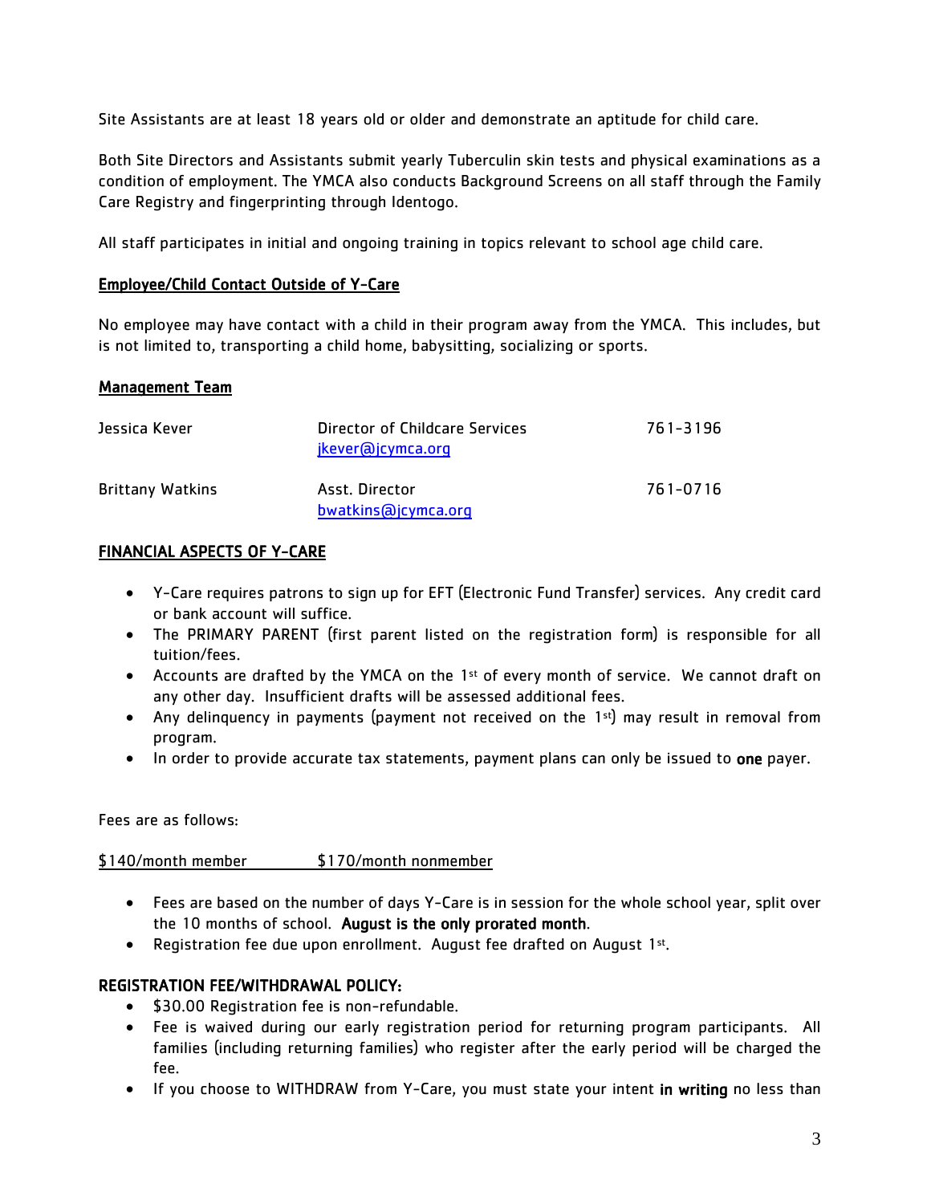Site Assistants are at least 18 years old or older and demonstrate an aptitude for child care.

Both Site Directors and Assistants submit yearly Tuberculin skin tests and physical examinations as a condition of employment. The YMCA also conducts Background Screens on all staff through the Family Care Registry and fingerprinting through Identogo.

All staff participates in initial and ongoing training in topics relevant to school age child care.

## Employee/Child Contact Outside of Y-Care

No employee may have contact with a child in their program away from the YMCA. This includes, but is not limited to, transporting a child home, babysitting, socializing or sports.

## Management Team

| | | |
|---|---|---|
| Jessica Kever | Director of Childcare Services<br>jkever@jcymca.org | 761-3196 |
| Brittany Watkins | Asst. Director<br>bwatkins@jcymca.org | 761-0716 |

## FINANCIAL ASPECTS OF Y-CARE

- Y-Care requires patrons to sign up for EFT (Electronic Fund Transfer) services. Any credit card or bank account will suffice.
- The PRIMARY PARENT (first parent listed on the registration form) is responsible for all tuition/fees.
- Accounts are drafted by the YMCA on the 1st of every month of service. We cannot draft on any other day. Insufficient drafts will be assessed additional fees.
- Any delinquency in payments (payment not received on the 1st) may result in removal from program.
- In order to provide accurate tax statements, payment plans can only be issued to **one** payer.

Fees are as follows:

$140/month member $170/month nonmember

- Fees are based on the number of days Y-Care is in session for the whole school year, split over the 10 months of school. **August is the only prorated month**.
- Registration fee due upon enrollment. August fee drafted on August 1st.

## REGISTRATION FEE/WITHDRAWAL POLICY:

- $30.00 Registration fee is non-refundable.
- Fee is waived during our early registration period for returning program participants. All families (including returning families) who register after the early period will be charged the fee.
- If you choose to WITHDRAW from Y-Care, you must state your intent **in writing** no less than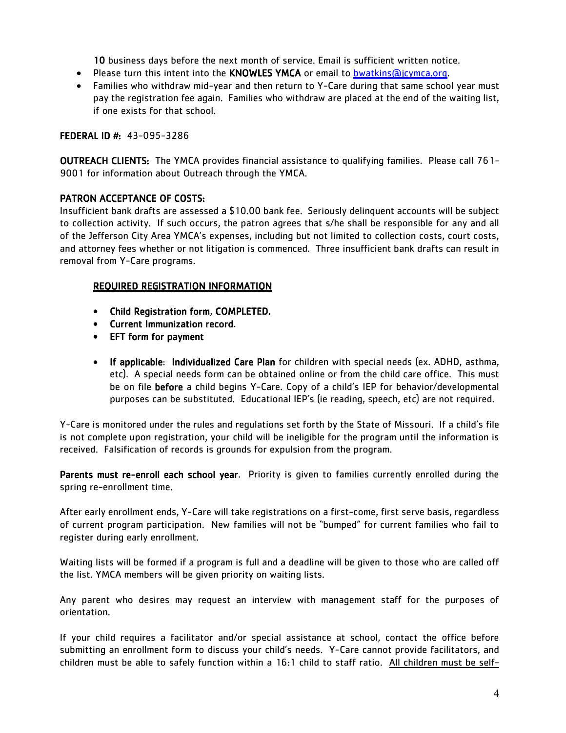**10** business days before the next month of service. Email is sufficient written notice.

- Please turn this intent into the **KNOWLES YMCA** or email to bwatkins@jcymca.org.
- Families who withdraw mid-year and then return to Y-Care during that same school year must pay the registration fee again. Families who withdraw are placed at the end of the waiting list, if one exists for that school.

**FEDERAL ID #:** 43-095-3286

**OUTREACH CLIENTS:** The YMCA provides financial assistance to qualifying families. Please call 761-9001 for information about Outreach through the YMCA.

**PATRON ACCEPTANCE OF COSTS:**
Insufficient bank drafts are assessed a $10.00 bank fee. Seriously delinquent accounts will be subject to collection activity. If such occurs, the patron agrees that s/he shall be responsible for any and all of the Jefferson City Area YMCA's expenses, including but not limited to collection costs, court costs, and attorney fees whether or not litigation is commenced. Three insufficient bank drafts can result in removal from Y-Care programs.

## REQUIRED REGISTRATION INFORMATION

- **Child Registration form, COMPLETED.**
- **Current Immunization record.**
- **EFT form for payment**

- **If applicable: Individualized Care Plan** for children with special needs (ex. ADHD, asthma, etc). A special needs form can be obtained online or from the child care office. This must be on file **before** a child begins Y-Care. Copy of a child's IEP for behavior/developmental purposes can be substituted. Educational IEP's (ie reading, speech, etc) are not required.

Y-Care is monitored under the rules and regulations set forth by the State of Missouri. If a child's file is not complete upon registration, your child will be ineligible for the program until the information is received. Falsification of records is grounds for expulsion from the program.

**Parents must re-enroll each school year.** Priority is given to families currently enrolled during the spring re-enrollment time.

After early enrollment ends, Y-Care will take registrations on a first-come, first serve basis, regardless of current program participation. New families will not be "bumped" for current families who fail to register during early enrollment.

Waiting lists will be formed if a program is full and a deadline will be given to those who are called off the list. YMCA members will be given priority on waiting lists.

Any parent who desires may request an interview with management staff for the purposes of orientation.

If your child requires a facilitator and/or special assistance at school, contact the office before submitting an enrollment form to discuss your child's needs. Y-Care cannot provide facilitators, and children must be able to safely function within a 16:1 child to staff ratio. <u>All children must be self-</u>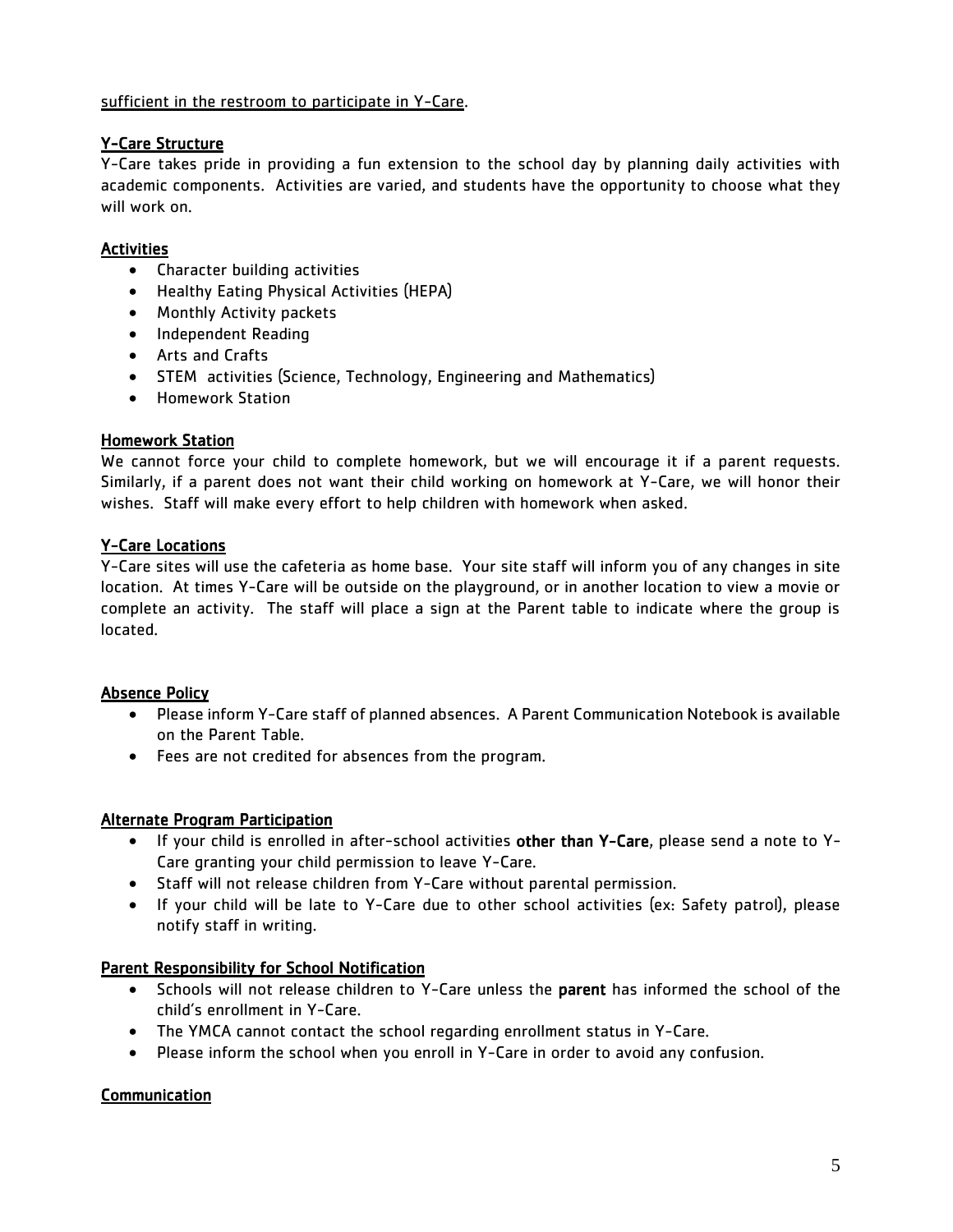sufficient in the restroom to participate in Y-Care.

## Y-Care Structure

Y-Care takes pride in providing a fun extension to the school day by planning daily activities with academic components. Activities are varied, and students have the opportunity to choose what they will work on.

## Activities

- Character building activities
- Healthy Eating Physical Activities (HEPA)
- Monthly Activity packets
- Independent Reading
- Arts and Crafts
- STEM activities (Science, Technology, Engineering and Mathematics)
- Homework Station

## Homework Station

We cannot force your child to complete homework, but we will encourage it if a parent requests. Similarly, if a parent does not want their child working on homework at Y-Care, we will honor their wishes. Staff will make every effort to help children with homework when asked.

## Y-Care Locations

Y-Care sites will use the cafeteria as home base. Your site staff will inform you of any changes in site location. At times Y-Care will be outside on the playground, or in another location to view a movie or complete an activity. The staff will place a sign at the Parent table to indicate where the group is located.

## Absence Policy

- Please inform Y-Care staff of planned absences. A Parent Communication Notebook is available on the Parent Table.
- Fees are not credited for absences from the program.

## Alternate Program Participation

- If your child is enrolled in after-school activities **other than Y-Care**, please send a note to Y-Care granting your child permission to leave Y-Care.
- Staff will not release children from Y-Care without parental permission.
- If your child will be late to Y-Care due to other school activities (ex: Safety patrol), please notify staff in writing.

## Parent Responsibility for School Notification

- Schools will not release children to Y-Care unless the **parent** has informed the school of the child's enrollment in Y-Care.
- The YMCA cannot contact the school regarding enrollment status in Y-Care.
- Please inform the school when you enroll in Y-Care in order to avoid any confusion.

## Communication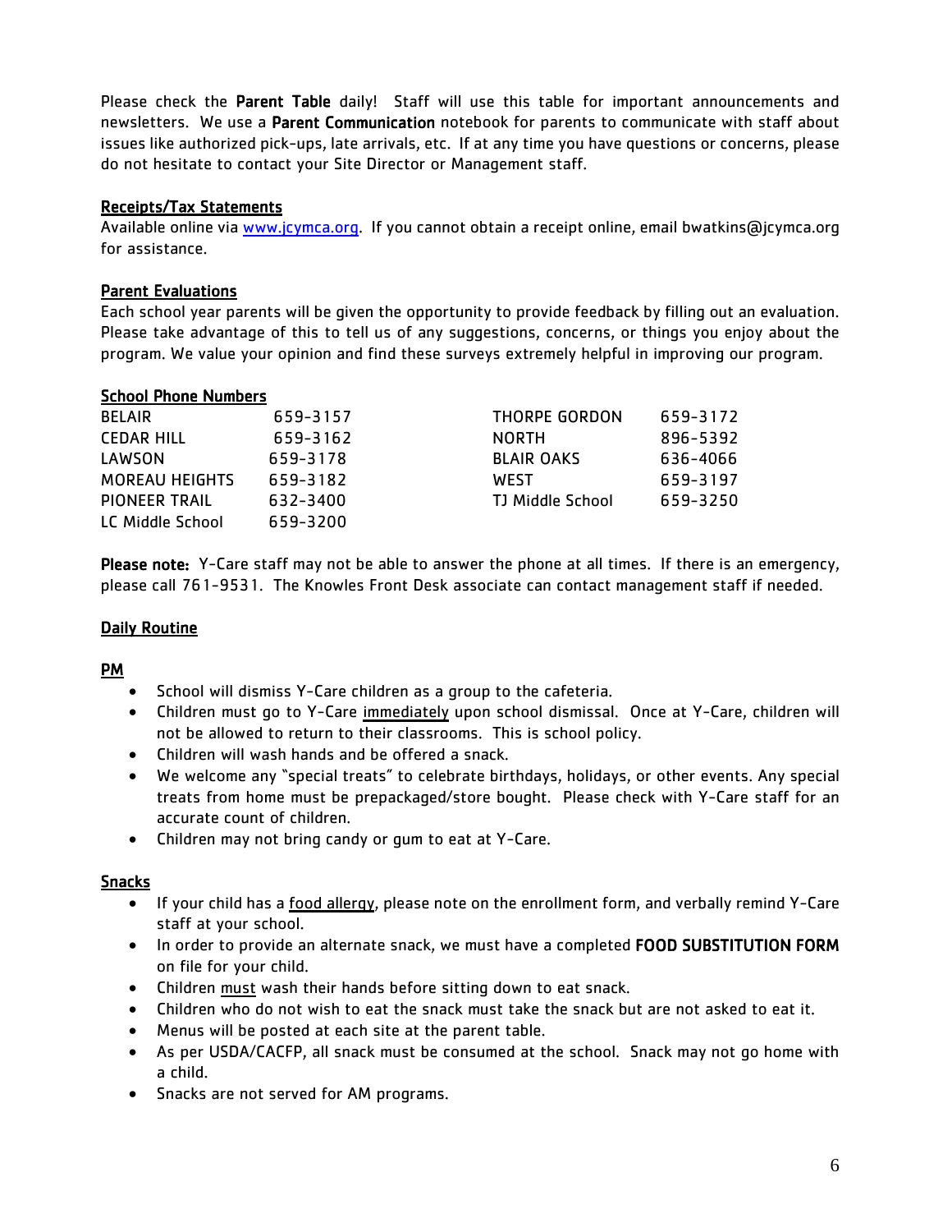Please check the **Parent Table** daily! Staff will use this table for important announcements and newsletters. We use a **Parent Communication** notebook for parents to communicate with staff about issues like authorized pick-ups, late arrivals, etc. If at any time you have questions or concerns, please do not hesitate to contact your Site Director or Management staff.

## Receipts/Tax Statements

Available online via www.jcymca.org. If you cannot obtain a receipt online, email bwatkins@jcymca.org for assistance.

## Parent Evaluations

Each school year parents will be given the opportunity to provide feedback by filling out an evaluation. Please take advantage of this to tell us of any suggestions, concerns, or things you enjoy about the program. We value your opinion and find these surveys extremely helpful in improving our program.

## School Phone Numbers

| School | Phone | School | Phone |
|---|---|---|---|
| BELAIR | 659-3157 | THORPE GORDON | 659-3172 |
| CEDAR HILL | 659-3162 | NORTH | 896-5392 |
| LAWSON | 659-3178 | BLAIR OAKS | 636-4066 |
| MOREAU HEIGHTS | 659-3182 | WEST | 659-3197 |
| PIONEER TRAIL | 632-3400 | TJ Middle School | 659-3250 |
| LC Middle School | 659-3200 | | |

**Please note:** Y-Care staff may not be able to answer the phone at all times. If there is an emergency, please call 761-9531. The Knowles Front Desk associate can contact management staff if needed.

## Daily Routine

### PM

- School will dismiss Y-Care children as a group to the cafeteria.
- Children must go to Y-Care immediately upon school dismissal. Once at Y-Care, children will not be allowed to return to their classrooms. This is school policy.
- Children will wash hands and be offered a snack.
- We welcome any "special treats" to celebrate birthdays, holidays, or other events. Any special treats from home must be prepackaged/store bought. Please check with Y-Care staff for an accurate count of children.
- Children may not bring candy or gum to eat at Y-Care.

## Snacks

- If your child has a food allergy, please note on the enrollment form, and verbally remind Y-Care staff at your school.
- In order to provide an alternate snack, we must have a completed **FOOD SUBSTITUTION FORM** on file for your child.
- Children must wash their hands before sitting down to eat snack.
- Children who do not wish to eat the snack must take the snack but are not asked to eat it.
- Menus will be posted at each site at the parent table.
- As per USDA/CACFP, all snack must be consumed at the school. Snack may not go home with a child.
- Snacks are not served for AM programs.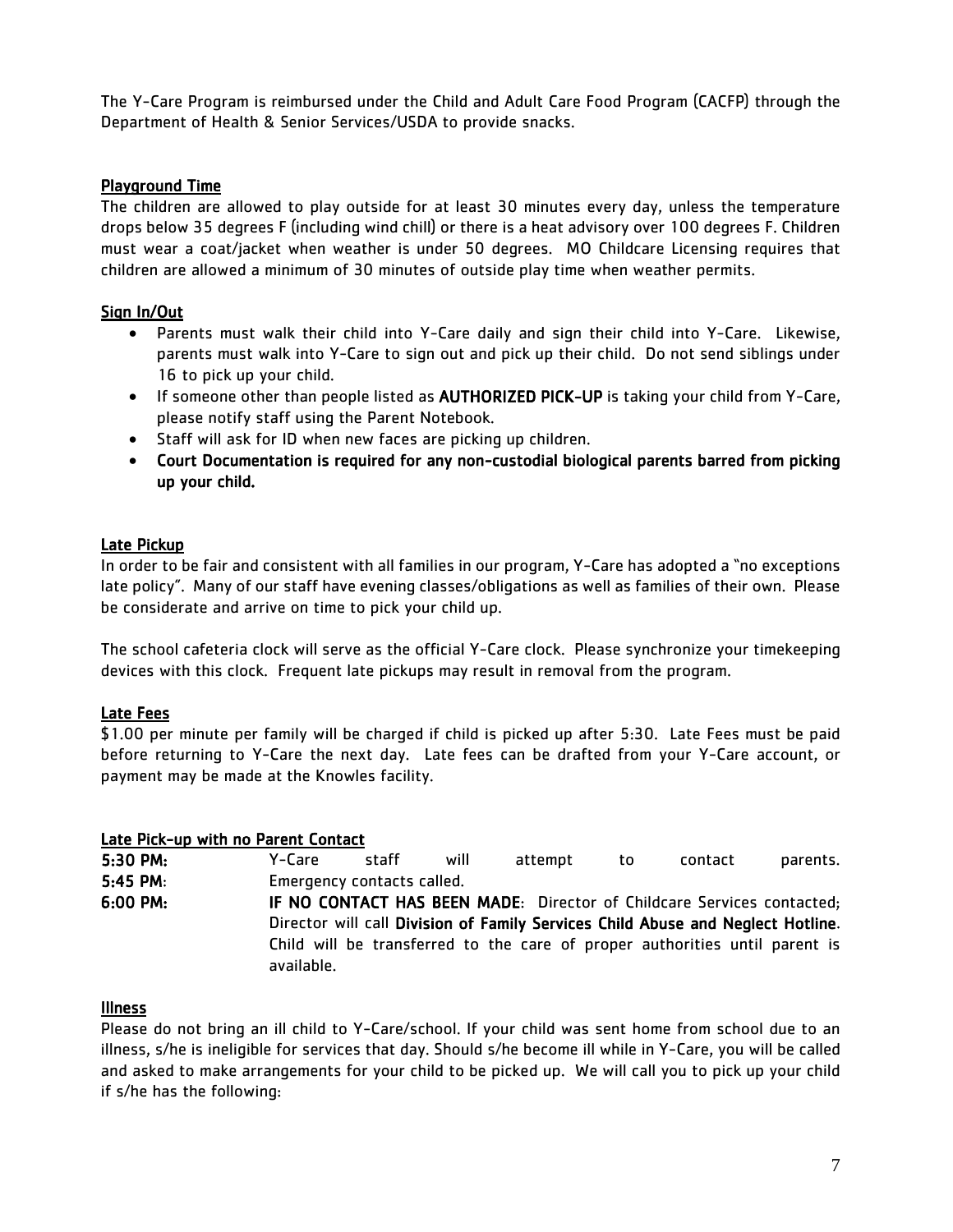The Y-Care Program is reimbursed under the Child and Adult Care Food Program (CACFP) through the Department of Health & Senior Services/USDA to provide snacks.

## Playground Time

The children are allowed to play outside for at least 30 minutes every day, unless the temperature drops below 35 degrees F (including wind chill) or there is a heat advisory over 100 degrees F. Children must wear a coat/jacket when weather is under 50 degrees. MO Childcare Licensing requires that children are allowed a minimum of 30 minutes of outside play time when weather permits.

## Sign In/Out

- Parents must walk their child into Y-Care daily and sign their child into Y-Care. Likewise, parents must walk into Y-Care to sign out and pick up their child. Do not send siblings under 16 to pick up your child.
- If someone other than people listed as **AUTHORIZED PICK-UP** is taking your child from Y-Care, please notify staff using the Parent Notebook.
- Staff will ask for ID when new faces are picking up children.
- **Court Documentation is required for any non-custodial biological parents barred from picking up your child.**

## Late Pickup

In order to be fair and consistent with all families in our program, Y-Care has adopted a "no exceptions late policy". Many of our staff have evening classes/obligations as well as families of their own. Please be considerate and arrive on time to pick your child up.

The school cafeteria clock will serve as the official Y-Care clock. Please synchronize your timekeeping devices with this clock. Frequent late pickups may result in removal from the program.

## Late Fees

$1.00 per minute per family will be charged if child is picked up after 5:30. Late Fees must be paid before returning to Y-Care the next day. Late fees can be drafted from your Y-Care account, or payment may be made at the Knowles facility.

## Late Pick-up with no Parent Contact

**5:30 PM:** Y-Care staff will attempt to contact parents.

**5:45 PM**: Emergency contacts called.

**6:00 PM:** **IF NO CONTACT HAS BEEN MADE**: Director of Childcare Services contacted; Director will call **Division of Family Services Child Abuse and Neglect Hotline**. Child will be transferred to the care of proper authorities until parent is available.

## Illness

Please do not bring an ill child to Y-Care/school. If your child was sent home from school due to an illness, s/he is ineligible for services that day. Should s/he become ill while in Y-Care, you will be called and asked to make arrangements for your child to be picked up. We will call you to pick up your child if s/he has the following: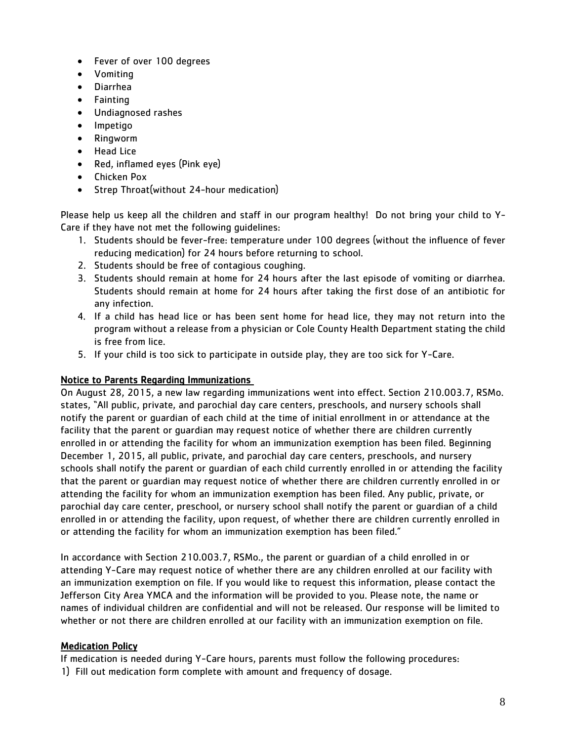- Fever of over 100 degrees
- Vomiting
- Diarrhea
- Fainting
- Undiagnosed rashes
- Impetigo
- Ringworm
- Head Lice
- Red, inflamed eyes (Pink eye)
- Chicken Pox
- Strep Throat(without 24-hour medication)

Please help us keep all the children and staff in our program healthy! Do not bring your child to Y-Care if they have not met the following guidelines:

1. Students should be fever-free: temperature under 100 degrees (without the influence of fever reducing medication) for 24 hours before returning to school.
2. Students should be free of contagious coughing.
3. Students should remain at home for 24 hours after the last episode of vomiting or diarrhea. Students should remain at home for 24 hours after taking the first dose of an antibiotic for any infection.
4. If a child has head lice or has been sent home for head lice, they may not return into the program without a release from a physician or Cole County Health Department stating the child is free from lice.
5. If your child is too sick to participate in outside play, they are too sick for Y-Care.

## Notice to Parents Regarding Immunizations

On August 28, 2015, a new law regarding immunizations went into effect. Section 210.003.7, RSMo. states, "All public, private, and parochial day care centers, preschools, and nursery schools shall notify the parent or guardian of each child at the time of initial enrollment in or attendance at the facility that the parent or guardian may request notice of whether there are children currently enrolled in or attending the facility for whom an immunization exemption has been filed. Beginning December 1, 2015, all public, private, and parochial day care centers, preschools, and nursery schools shall notify the parent or guardian of each child currently enrolled in or attending the facility that the parent or guardian may request notice of whether there are children currently enrolled in or attending the facility for whom an immunization exemption has been filed. Any public, private, or parochial day care center, preschool, or nursery school shall notify the parent or guardian of a child enrolled in or attending the facility, upon request, of whether there are children currently enrolled in or attending the facility for whom an immunization exemption has been filed."

In accordance with Section 210.003.7, RSMo., the parent or guardian of a child enrolled in or attending Y-Care may request notice of whether there are any children enrolled at our facility with an immunization exemption on file. If you would like to request this information, please contact the Jefferson City Area YMCA and the information will be provided to you. Please note, the name or names of individual children are confidential and will not be released. Our response will be limited to whether or not there are children enrolled at our facility with an immunization exemption on file.

## Medication Policy

If medication is needed during Y-Care hours, parents must follow the following procedures:

1) Fill out medication form complete with amount and frequency of dosage.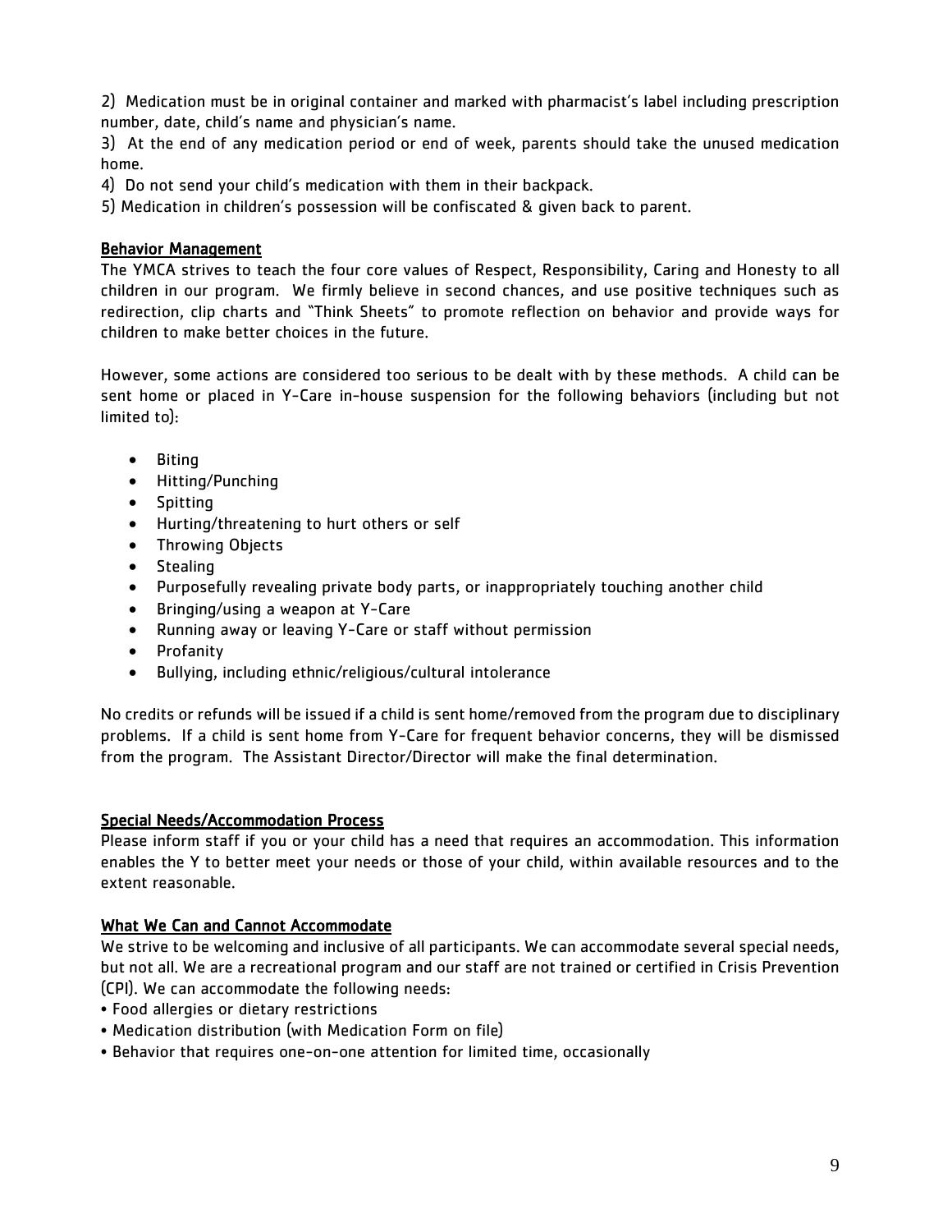2) Medication must be in original container and marked with pharmacist's label including prescription number, date, child's name and physician's name.

3) At the end of any medication period or end of week, parents should take the unused medication home.

4) Do not send your child's medication with them in their backpack.

5) Medication in children's possession will be confiscated & given back to parent.

## Behavior Management

The YMCA strives to teach the four core values of Respect, Responsibility, Caring and Honesty to all children in our program. We firmly believe in second chances, and use positive techniques such as redirection, clip charts and "Think Sheets" to promote reflection on behavior and provide ways for children to make better choices in the future.

However, some actions are considered too serious to be dealt with by these methods. A child can be sent home or placed in Y-Care in-house suspension for the following behaviors (including but not limited to):

- Biting
- Hitting/Punching
- Spitting
- Hurting/threatening to hurt others or self
- Throwing Objects
- Stealing
- Purposefully revealing private body parts, or inappropriately touching another child
- Bringing/using a weapon at Y-Care
- Running away or leaving Y-Care or staff without permission
- Profanity
- Bullying, including ethnic/religious/cultural intolerance

No credits or refunds will be issued if a child is sent home/removed from the program due to disciplinary problems. If a child is sent home from Y-Care for frequent behavior concerns, they will be dismissed from the program. The Assistant Director/Director will make the final determination.

## Special Needs/Accommodation Process

Please inform staff if you or your child has a need that requires an accommodation. This information enables the Y to better meet your needs or those of your child, within available resources and to the extent reasonable.

## What We Can and Cannot Accommodate

We strive to be welcoming and inclusive of all participants. We can accommodate several special needs, but not all. We are a recreational program and our staff are not trained or certified in Crisis Prevention (CPI). We can accommodate the following needs:

- Food allergies or dietary restrictions
- Medication distribution (with Medication Form on file)
- Behavior that requires one-on-one attention for limited time, occasionally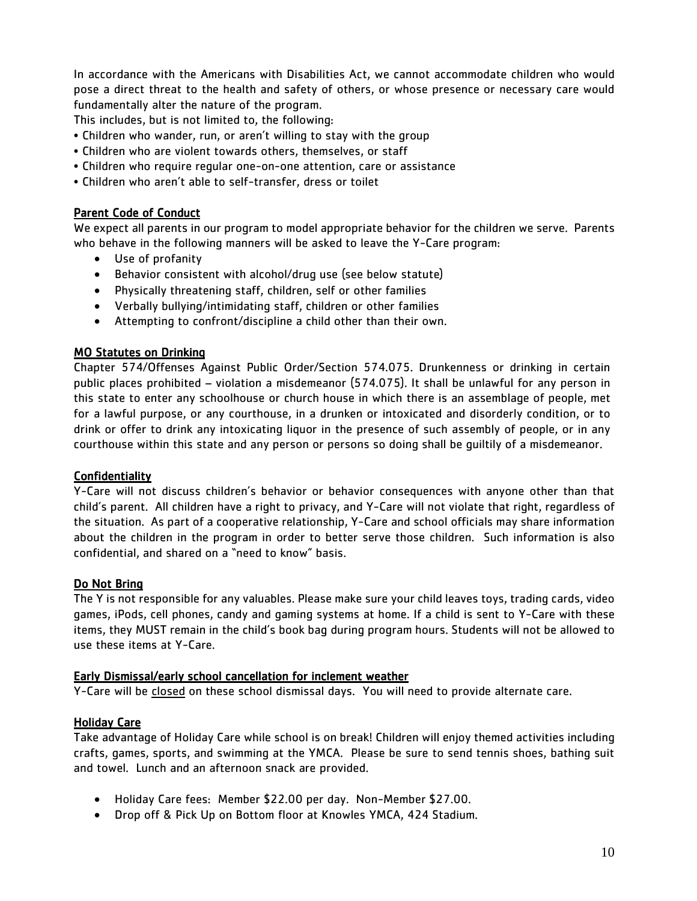In accordance with the Americans with Disabilities Act, we cannot accommodate children who would pose a direct threat to the health and safety of others, or whose presence or necessary care would fundamentally alter the nature of the program.

This includes, but is not limited to, the following:

- Children who wander, run, or aren't willing to stay with the group
- Children who are violent towards others, themselves, or staff
- Children who require regular one-on-one attention, care or assistance
- Children who aren't able to self-transfer, dress or toilet

**Parent Code of Conduct**

We expect all parents in our program to model appropriate behavior for the children we serve. Parents who behave in the following manners will be asked to leave the Y-Care program:

- Use of profanity
- Behavior consistent with alcohol/drug use (see below statute)
- Physically threatening staff, children, self or other families
- Verbally bullying/intimidating staff, children or other families
- Attempting to confront/discipline a child other than their own.

**MO Statutes on Drinking**

Chapter 574/Offenses Against Public Order/Section 574.075. Drunkenness or drinking in certain public places prohibited – violation a misdemeanor (574.075). It shall be unlawful for any person in this state to enter any schoolhouse or church house in which there is an assemblage of people, met for a lawful purpose, or any courthouse, in a drunken or intoxicated and disorderly condition, or to drink or offer to drink any intoxicating liquor in the presence of such assembly of people, or in any courthouse within this state and any person or persons so doing shall be guiltily of a misdemeanor.

**Confidentiality**

Y-Care will not discuss children's behavior or behavior consequences with anyone other than that child's parent. All children have a right to privacy, and Y-Care will not violate that right, regardless of the situation. As part of a cooperative relationship, Y-Care and school officials may share information about the children in the program in order to better serve those children. Such information is also confidential, and shared on a "need to know" basis.

**Do Not Bring**

The Y is not responsible for any valuables. Please make sure your child leaves toys, trading cards, video games, iPods, cell phones, candy and gaming systems at home. If a child is sent to Y-Care with these items, they MUST remain in the child's book bag during program hours. Students will not be allowed to use these items at Y-Care.

**Early Dismissal/early school cancellation for inclement weather**

Y-Care will be closed on these school dismissal days. You will need to provide alternate care.

**Holiday Care**

Take advantage of Holiday Care while school is on break! Children will enjoy themed activities including crafts, games, sports, and swimming at the YMCA. Please be sure to send tennis shoes, bathing suit and towel. Lunch and an afternoon snack are provided.

- Holiday Care fees: Member $22.00 per day. Non-Member $27.00.
- Drop off & Pick Up on Bottom floor at Knowles YMCA, 424 Stadium.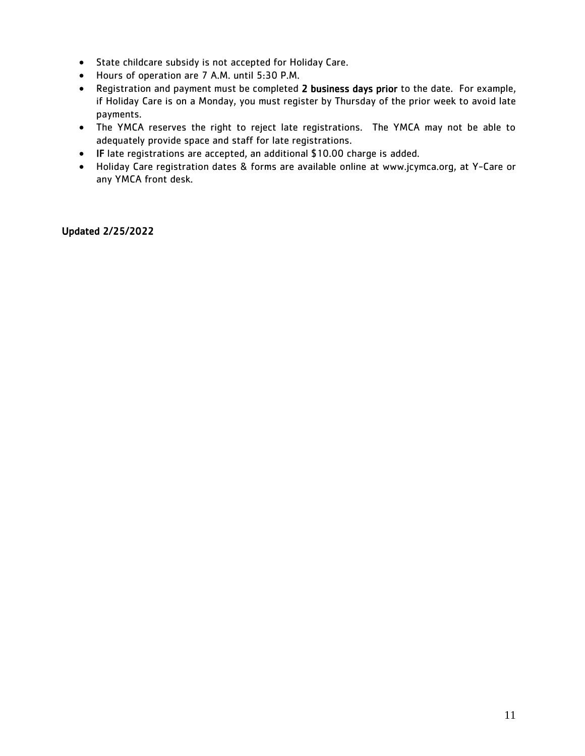- State childcare subsidy is not accepted for Holiday Care.
- Hours of operation are 7 A.M. until 5:30 P.M.
- Registration and payment must be completed **2 business days prior** to the date. For example, if Holiday Care is on a Monday, you must register by Thursday of the prior week to avoid late payments.
- The YMCA reserves the right to reject late registrations. The YMCA may not be able to adequately provide space and staff for late registrations.
- **IF** late registrations are accepted, an additional $10.00 charge is added.
- Holiday Care registration dates & forms are available online at www.jcymca.org, at Y-Care or any YMCA front desk.

**Updated 2/25/2022**